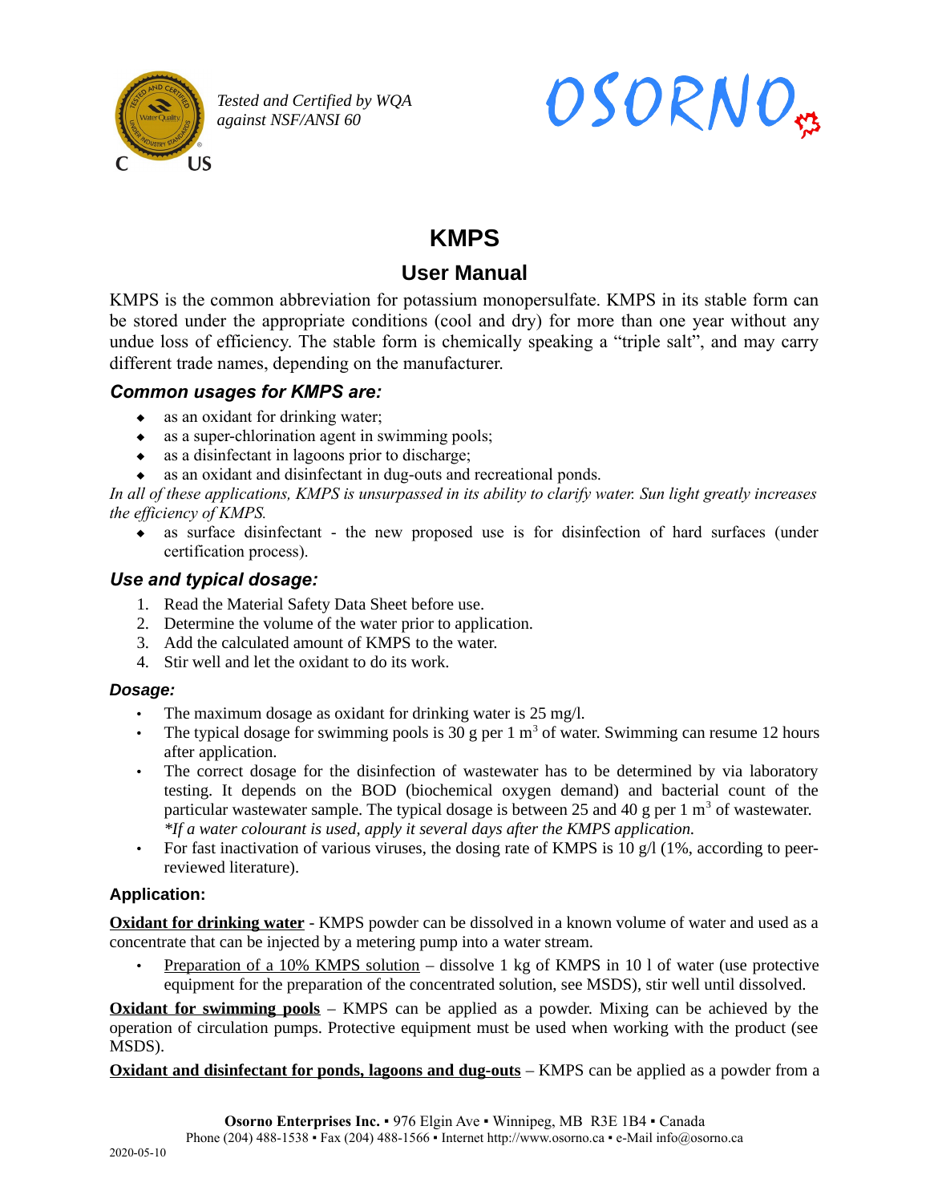Tested and Certified by WQA against NSF/ANSI 60

OSORNO

# KMPS

## User Manual

KMPS is the common abbreviation for potassium monopersulfate. KMPS in its stable form can be stored under the appropriate conditions (cool and dry) for more than one year without any undue loss of efficiency. The stable form is chemically speaking a "triple salt", and may carry different trade names, depending on the manufacturer.

### *Common usages for KMPS are:*

- as an oxidant for drinking water;
- as a super-chlorination agent in swimming pools;
- as a disinfectant in lagoons prior to discharge;
- as an oxidant and disinfectant in dug-outs and recreational ponds.

*In all of these applications, KMPS is unsurpassed in its ability to clarify water. Sun light greatly increases the efficiency of KMPS.*

- as surface disinfectant - the new proposed use is for disinfection of hard surfaces (under certification process).

### *Use and typical dosage:*

1. Read the Material Safety Data Sheet before use.
2. Determine the volume of the water prior to application.
3. Add the calculated amount of KMPS to the water.
4. Stir well and let the oxidant to do its work.

#### *Dosage:*

- The maximum dosage as oxidant for drinking water is 25 mg/l.
- The typical dosage for swimming pools is 30 g per 1 $m^3$ of water. Swimming can resume 12 hours after application.
- The correct dosage for the disinfection of wastewater has to be determined by via laboratory testing. It depends on the BOD (biochemical oxygen demand) and bacterial count of the particular wastewater sample. The typical dosage is between 25 and 40 g per 1 $m^3$ of wastewater. *\*If a water colourant is used, apply it several days after the KMPS application.*
- For fast inactivation of various viruses, the dosing rate of KMPS is 10 g/l (1%, according to peer-reviewed literature).

#### Application:

**Oxidant for drinking water** - KMPS powder can be dissolved in a known volume of water and used as a concentrate that can be injected by a metering pump into a water stream.

- Preparation of a 10% KMPS solution – dissolve 1 kg of KMPS in 10 l of water (use protective equipment for the preparation of the concentrated solution, see MSDS), stir well until dissolved.

**Oxidant for swimming pools** – KMPS can be applied as a powder. Mixing can be achieved by the operation of circulation pumps. Protective equipment must be used when working with the product (see MSDS).

**Oxidant and disinfectant for ponds, lagoons and dug-outs** – KMPS can be applied as a powder from a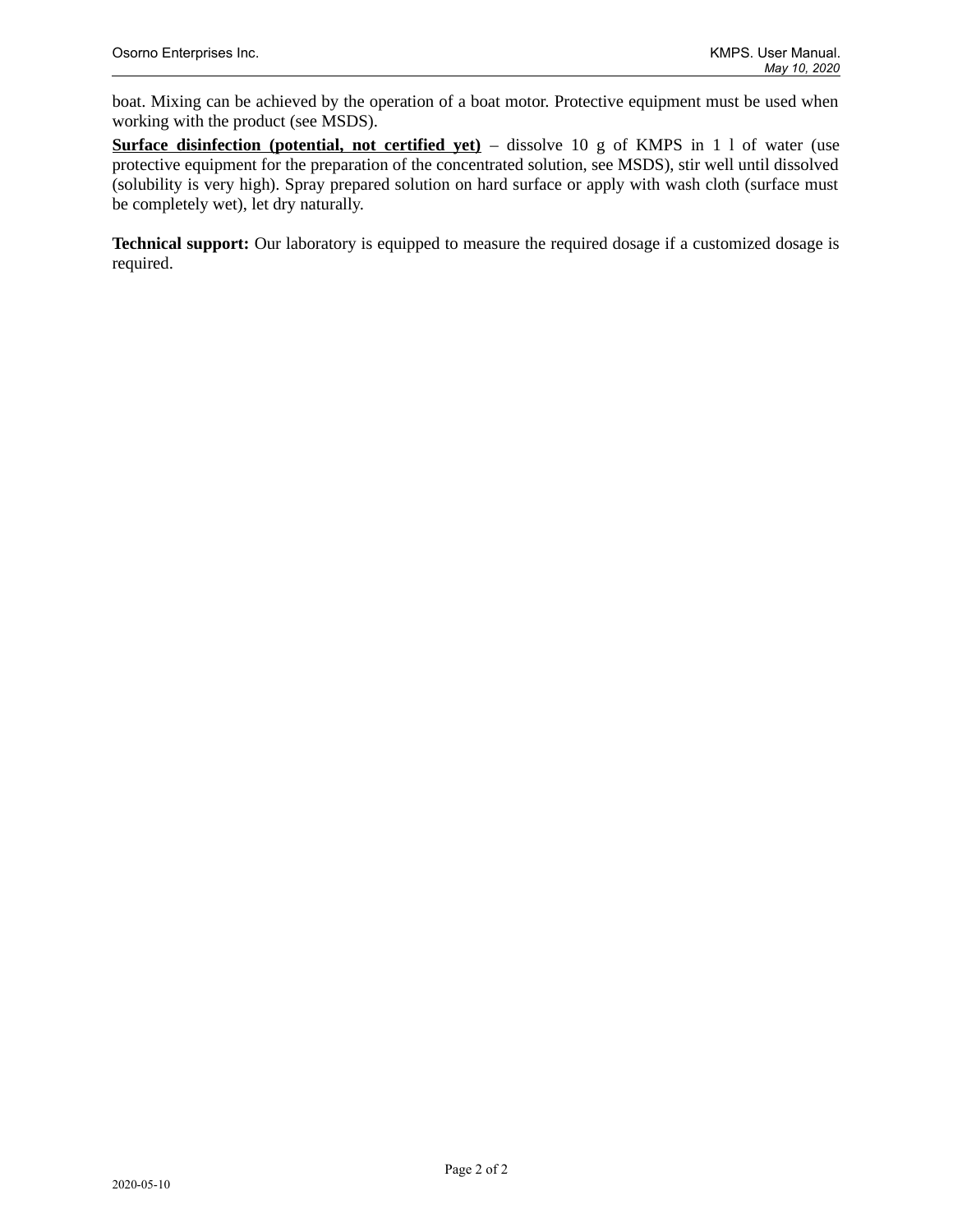boat. Mixing can be achieved by the operation of a boat motor. Protective equipment must be used when working with the product (see MSDS).

**Surface disinfection (potential, not certified yet)** – dissolve 10 g of KMPS in 1 l of water (use protective equipment for the preparation of the concentrated solution, see MSDS), stir well until dissolved (solubility is very high). Spray prepared solution on hard surface or apply with wash cloth (surface must be completely wet), let dry naturally.

**Technical support:** Our laboratory is equipped to measure the required dosage if a customized dosage is required.